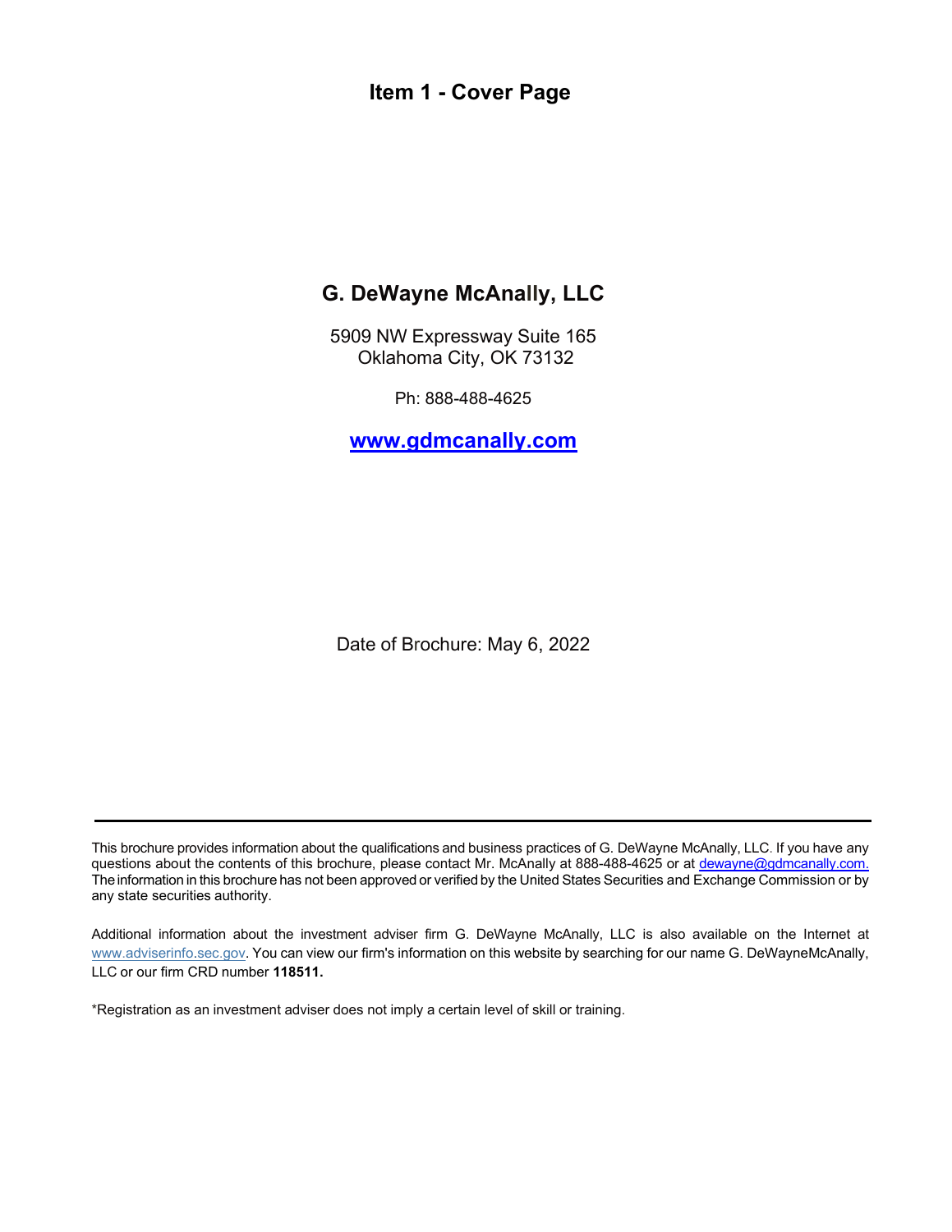# Item 1 - Cover Page

## G. DeWayne McAnally, LLC

5909 NW Expressway Suite 165
Oklahoma City, OK 73132

Ph: 888-488-4625

**www.gdmcanally.com**

Date of Brochure: May 6, 2022

---

This brochure provides information about the qualifications and business practices of G. DeWayne McAnally, LLC. If you have any questions about the contents of this brochure, please contact Mr. McAnally at 888-488-4625 or at dewayne@gdmcanally.com. The information in this brochure has not been approved or verified by the United States Securities and Exchange Commission or by any state securities authority.

Additional information about the investment adviser firm G. DeWayne McAnally, LLC is also available on the Internet at www.adviserinfo.sec.gov. You can view our firm's information on this website by searching for our name G. DeWayneMcAnally, LLC or our firm CRD number **118511.**

*Registration as an investment adviser does not imply a certain level of skill or training.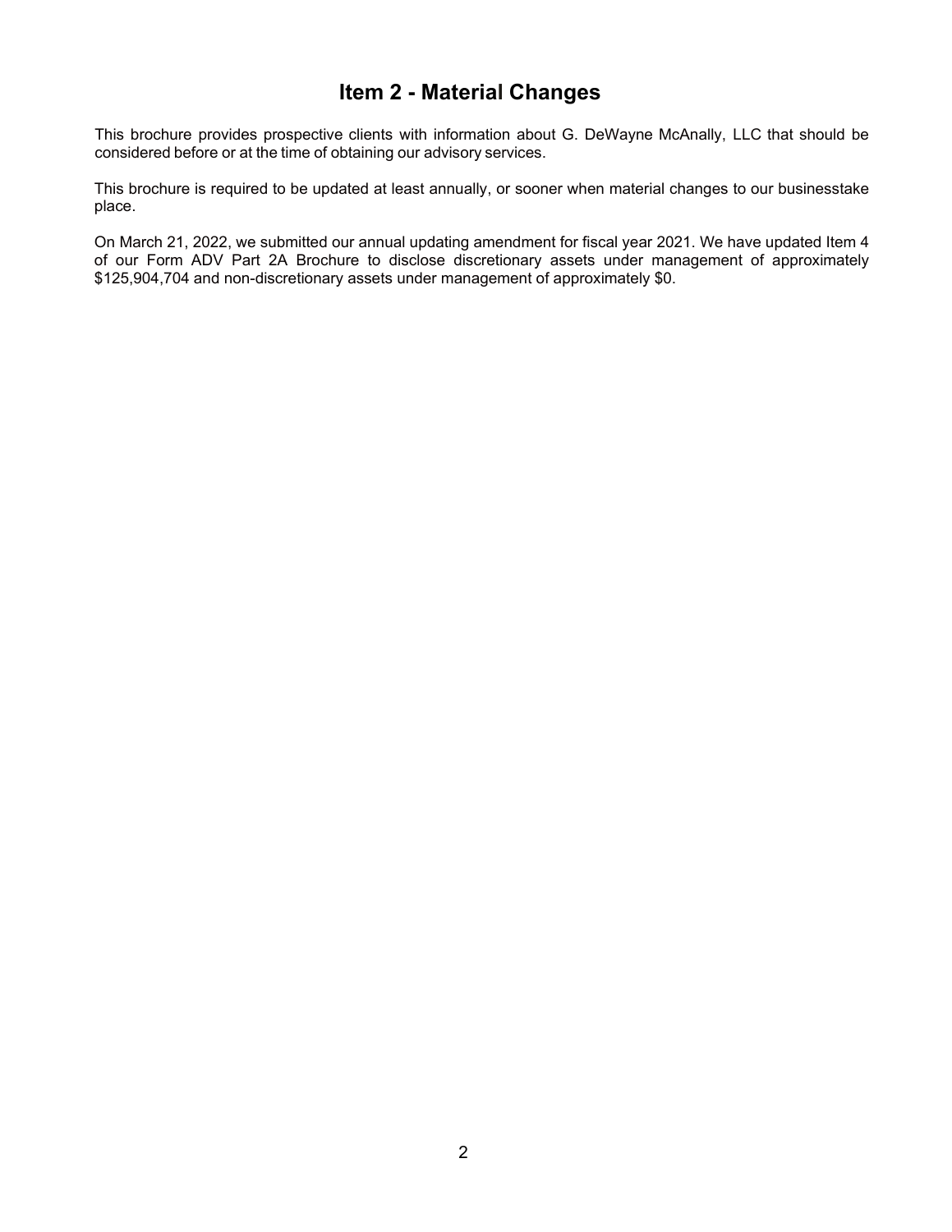# Item 2 - Material Changes

This brochure provides prospective clients with information about G. DeWayne McAnally, LLC that should be considered before or at the time of obtaining our advisory services.

This brochure is required to be updated at least annually, or sooner when material changes to our businesstake place.

On March 21, 2022, we submitted our annual updating amendment for fiscal year 2021. We have updated Item 4 of our Form ADV Part 2A Brochure to disclose discretionary assets under management of approximately $125,904,704 and non-discretionary assets under management of approximately $0.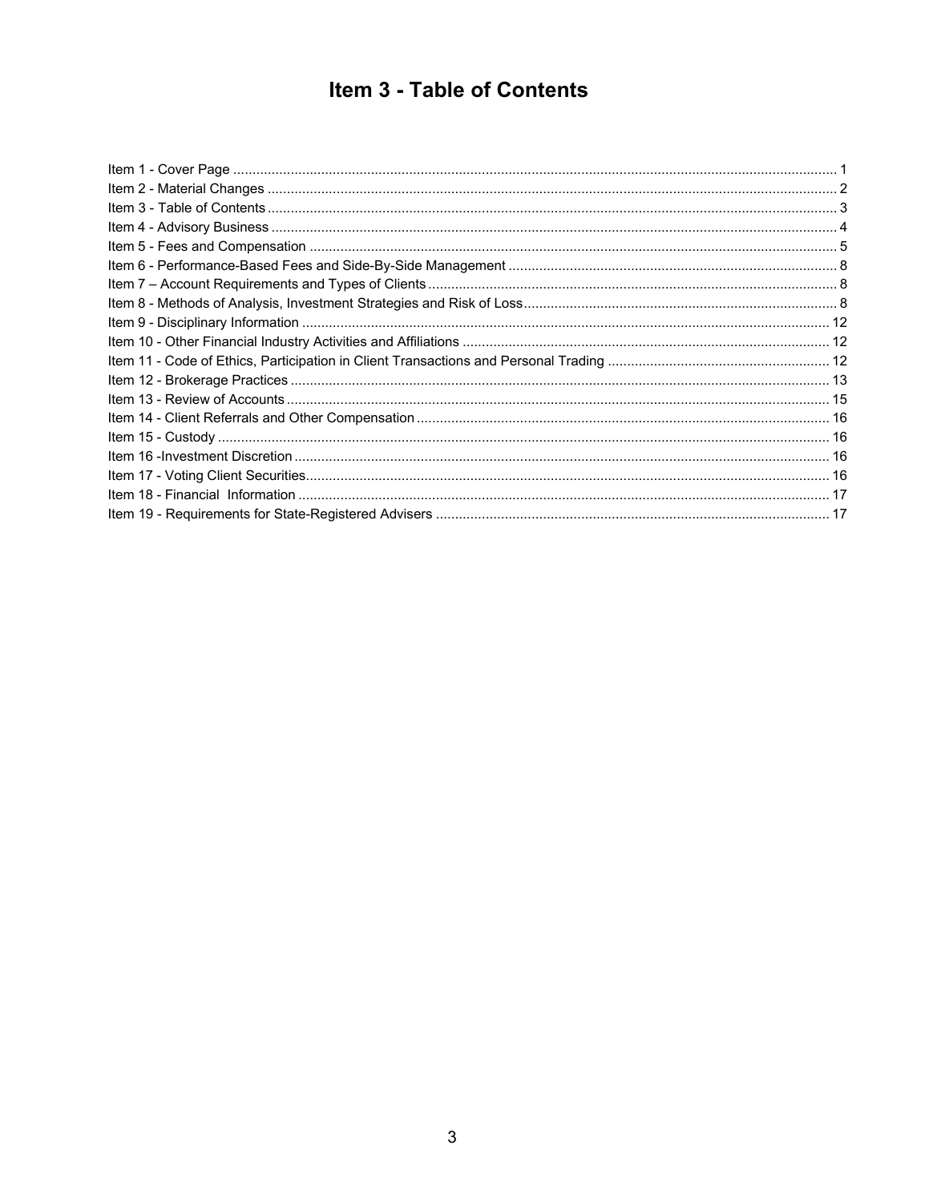# Item 3 - Table of Contents

Item 1 - Cover Page ............ 1
Item 2 - Material Changes ............ 2
Item 3 - Table of Contents ............ 3
Item 4 - Advisory Business ............ 4
Item 5 - Fees and Compensation ............ 5
Item 6 - Performance-Based Fees and Side-By-Side Management ............ 8
Item 7 – Account Requirements and Types of Clients ............ 8
Item 8 - Methods of Analysis, Investment Strategies and Risk of Loss ............ 8
Item 9 - Disciplinary Information ............ 12
Item 10 - Other Financial Industry Activities and Affiliations ............ 12
Item 11 - Code of Ethics, Participation in Client Transactions and Personal Trading ............ 12
Item 12 - Brokerage Practices ............ 13
Item 13 - Review of Accounts ............ 15
Item 14 - Client Referrals and Other Compensation ............ 16
Item 15 - Custody ............ 16
Item 16 -Investment Discretion ............ 16
Item 17 - Voting Client Securities ............ 16
Item 18 - Financial Information ............ 17
Item 19 - Requirements for State-Registered Advisers ............ 17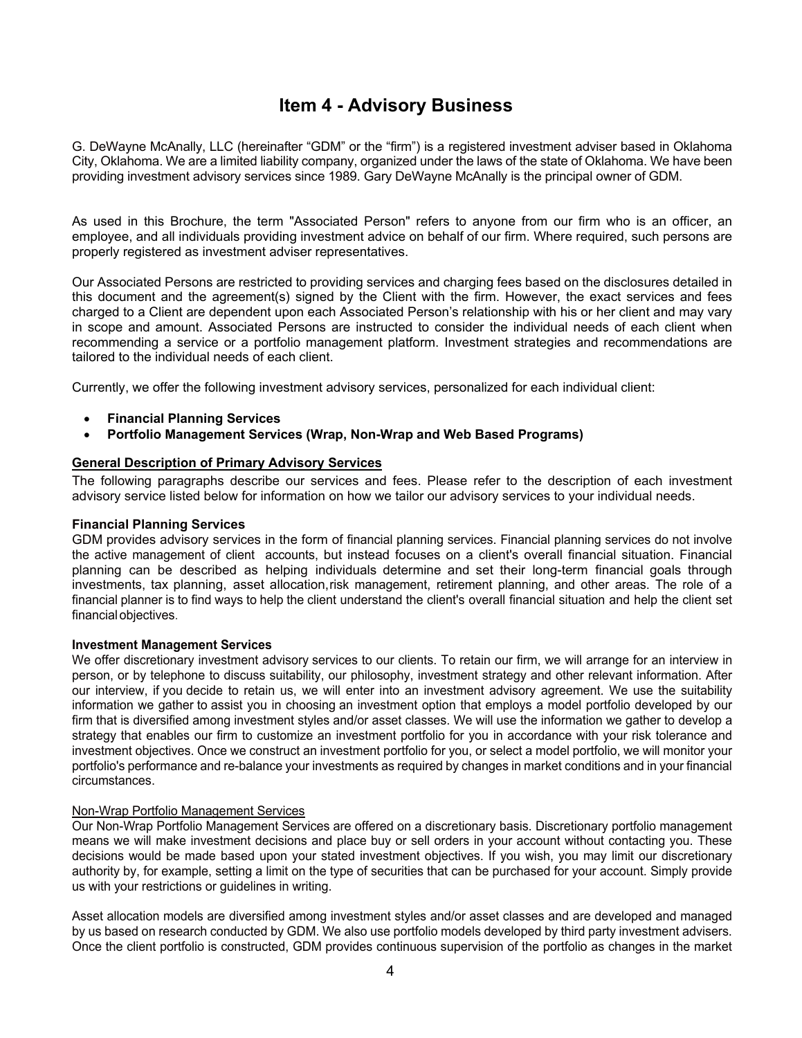# Item 4 - Advisory Business

G. DeWayne McAnally, LLC (hereinafter "GDM" or the "firm") is a registered investment adviser based in Oklahoma City, Oklahoma. We are a limited liability company, organized under the laws of the state of Oklahoma. We have been providing investment advisory services since 1989. Gary DeWayne McAnally is the principal owner of GDM.

As used in this Brochure, the term "Associated Person" refers to anyone from our firm who is an officer, an employee, and all individuals providing investment advice on behalf of our firm. Where required, such persons are properly registered as investment adviser representatives.

Our Associated Persons are restricted to providing services and charging fees based on the disclosures detailed in this document and the agreement(s) signed by the Client with the firm. However, the exact services and fees charged to a Client are dependent upon each Associated Person's relationship with his or her client and may vary in scope and amount. Associated Persons are instructed to consider the individual needs of each client when recommending a service or a portfolio management platform. Investment strategies and recommendations are tailored to the individual needs of each client.

Currently, we offer the following investment advisory services, personalized for each individual client:

- **Financial Planning Services**
- **Portfolio Management Services (Wrap, Non-Wrap and Web Based Programs)**

**General Description of Primary Advisory Services**

The following paragraphs describe our services and fees. Please refer to the description of each investment advisory service listed below for information on how we tailor our advisory services to your individual needs.

**Financial Planning Services**

GDM provides advisory services in the form of financial planning services. Financial planning services do not involve the active management of client accounts, but instead focuses on a client's overall financial situation. Financial planning can be described as helping individuals determine and set their long-term financial goals through investments, tax planning, asset allocation, risk management, retirement planning, and other areas. The role of a financial planner is to find ways to help the client understand the client's overall financial situation and help the client set financial objectives.

**Investment Management Services**

We offer discretionary investment advisory services to our clients. To retain our firm, we will arrange for an interview in person, or by telephone to discuss suitability, our philosophy, investment strategy and other relevant information. After our interview, if you decide to retain us, we will enter into an investment advisory agreement. We use the suitability information we gather to assist you in choosing an investment option that employs a model portfolio developed by our firm that is diversified among investment styles and/or asset classes. We will use the information we gather to develop a strategy that enables our firm to customize an investment portfolio for you in accordance with your risk tolerance and investment objectives. Once we construct an investment portfolio for you, or select a model portfolio, we will monitor your portfolio's performance and re-balance your investments as required by changes in market conditions and in your financial circumstances.

Non-Wrap Portfolio Management Services

Our Non-Wrap Portfolio Management Services are offered on a discretionary basis. Discretionary portfolio management means we will make investment decisions and place buy or sell orders in your account without contacting you. These decisions would be made based upon your stated investment objectives. If you wish, you may limit our discretionary authority by, for example, setting a limit on the type of securities that can be purchased for your account. Simply provide us with your restrictions or guidelines in writing.

Asset allocation models are diversified among investment styles and/or asset classes and are developed and managed by us based on research conducted by GDM. We also use portfolio models developed by third party investment advisers. Once the client portfolio is constructed, GDM provides continuous supervision of the portfolio as changes in the market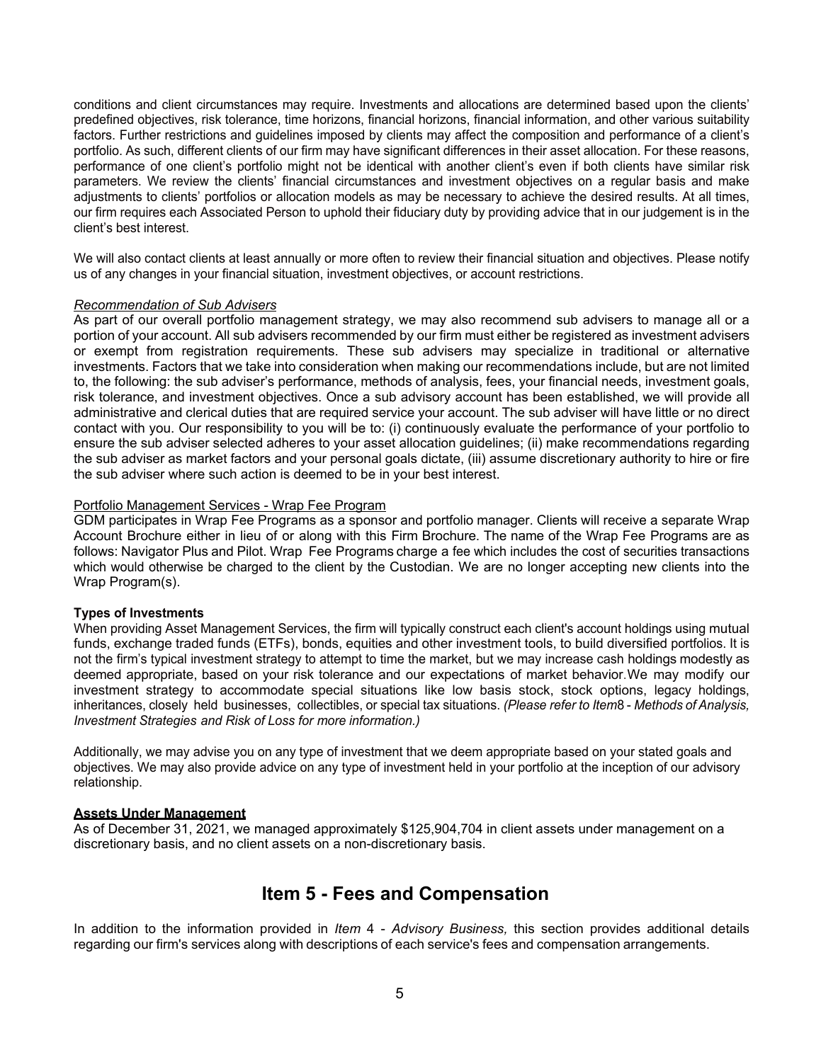conditions and client circumstances may require. Investments and allocations are determined based upon the clients' predefined objectives, risk tolerance, time horizons, financial horizons, financial information, and other various suitability factors. Further restrictions and guidelines imposed by clients may affect the composition and performance of a client's portfolio. As such, different clients of our firm may have significant differences in their asset allocation. For these reasons, performance of one client's portfolio might not be identical with another client's even if both clients have similar risk parameters. We review the clients' financial circumstances and investment objectives on a regular basis and make adjustments to clients' portfolios or allocation models as may be necessary to achieve the desired results. At all times, our firm requires each Associated Person to uphold their fiduciary duty by providing advice that in our judgement is in the client's best interest.

We will also contact clients at least annually or more often to review their financial situation and objectives. Please notify us of any changes in your financial situation, investment objectives, or account restrictions.

*Recommendation of Sub Advisers*

As part of our overall portfolio management strategy, we may also recommend sub advisers to manage all or a portion of your account. All sub advisers recommended by our firm must either be registered as investment advisers or exempt from registration requirements. These sub advisers may specialize in traditional or alternative investments. Factors that we take into consideration when making our recommendations include, but are not limited to, the following: the sub adviser's performance, methods of analysis, fees, your financial needs, investment goals, risk tolerance, and investment objectives. Once a sub advisory account has been established, we will provide all administrative and clerical duties that are required service your account. The sub adviser will have little or no direct contact with you. Our responsibility to you will be to: (i) continuously evaluate the performance of your portfolio to ensure the sub adviser selected adheres to your asset allocation guidelines; (ii) make recommendations regarding the sub adviser as market factors and your personal goals dictate, (iii) assume discretionary authority to hire or fire the sub adviser where such action is deemed to be in your best interest.

Portfolio Management Services - Wrap Fee Program

GDM participates in Wrap Fee Programs as a sponsor and portfolio manager. Clients will receive a separate Wrap Account Brochure either in lieu of or along with this Firm Brochure. The name of the Wrap Fee Programs are as follows: Navigator Plus and Pilot. Wrap Fee Programs charge a fee which includes the cost of securities transactions which would otherwise be charged to the client by the Custodian. We are no longer accepting new clients into the Wrap Program(s).

**Types of Investments**

When providing Asset Management Services, the firm will typically construct each client's account holdings using mutual funds, exchange traded funds (ETFs), bonds, equities and other investment tools, to build diversified portfolios. It is not the firm's typical investment strategy to attempt to time the market, but we may increase cash holdings modestly as deemed appropriate, based on your risk tolerance and our expectations of market behavior. We may modify our investment strategy to accommodate special situations like low basis stock, stock options, legacy holdings, inheritances, closely held businesses, collectibles, or special tax situations. *(Please refer to Item 8 - Methods of Analysis, Investment Strategies and Risk of Loss for more information.)*

Additionally, we may advise you on any type of investment that we deem appropriate based on your stated goals and objectives. We may also provide advice on any type of investment held in your portfolio at the inception of our advisory relationship.

**Assets Under Management**

As of December 31, 2021, we managed approximately $125,904,704 in client assets under management on a discretionary basis, and no client assets on a non-discretionary basis.

# Item 5 - Fees and Compensation

In addition to the information provided in *Item* 4 - *Advisory Business,* this section provides additional details regarding our firm's services along with descriptions of each service's fees and compensation arrangements.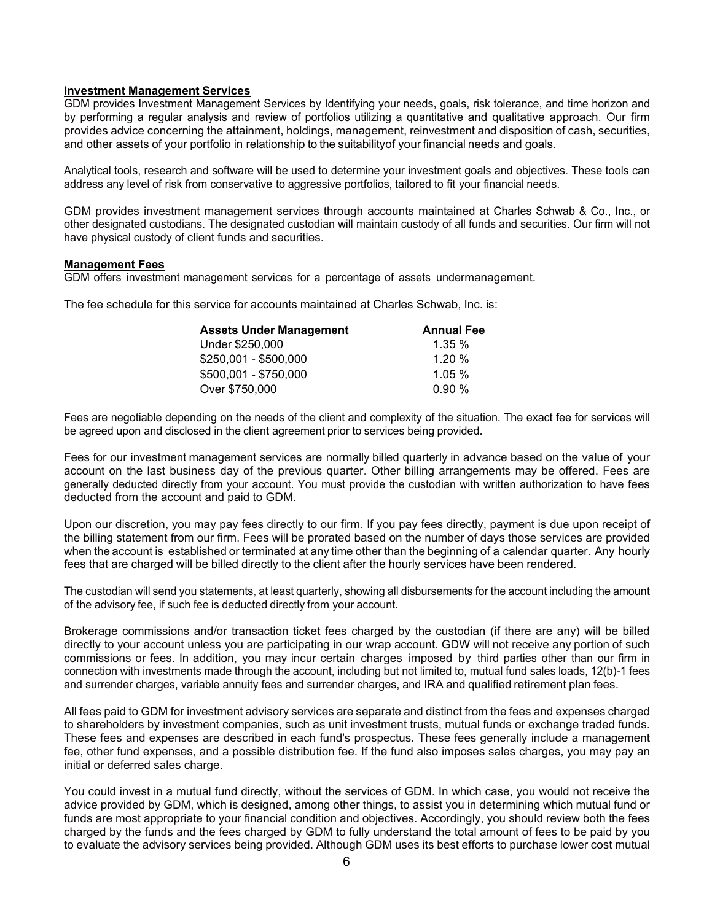**Investment Management Services**

GDM provides Investment Management Services by Identifying your needs, goals, risk tolerance, and time horizon and by performing a regular analysis and review of portfolios utilizing a quantitative and qualitative approach. Our firm provides advice concerning the attainment, holdings, management, reinvestment and disposition of cash, securities, and other assets of your portfolio in relationship to the suitabilityof your financial needs and goals.

Analytical tools, research and software will be used to determine your investment goals and objectives. These tools can address any level of risk from conservative to aggressive portfolios, tailored to fit your financial needs.

GDM provides investment management services through accounts maintained at Charles Schwab & Co., Inc., or other designated custodians. The designated custodian will maintain custody of all funds and securities. Our firm will not have physical custody of client funds and securities.

**Management Fees**

GDM offers investment management services for a percentage of assets undermanagement.

The fee schedule for this service for accounts maintained at Charles Schwab, Inc. is:

| Assets Under Management | Annual Fee |
|---|---|
| Under $250,000 | 1.35 % |
| $250,001 - $500,000 | 1.20 % |
| $500,001 - $750,000 | 1.05 % |
| Over $750,000 | 0.90 % |

Fees are negotiable depending on the needs of the client and complexity of the situation. The exact fee for services will be agreed upon and disclosed in the client agreement prior to services being provided.

Fees for our investment management services are normally billed quarterly in advance based on the value of your account on the last business day of the previous quarter. Other billing arrangements may be offered. Fees are generally deducted directly from your account. You must provide the custodian with written authorization to have fees deducted from the account and paid to GDM.

Upon our discretion, you may pay fees directly to our firm. If you pay fees directly, payment is due upon receipt of the billing statement from our firm. Fees will be prorated based on the number of days those services are provided when the account is established or terminated at any time other than the beginning of a calendar quarter. Any hourly fees that are charged will be billed directly to the client after the hourly services have been rendered.

The custodian will send you statements, at least quarterly, showing all disbursements for the account including the amount of the advisory fee, if such fee is deducted directly from your account.

Brokerage commissions and/or transaction ticket fees charged by the custodian (if there are any) will be billed directly to your account unless you are participating in our wrap account. GDW will not receive any portion of such commissions or fees. In addition, you may incur certain charges imposed by third parties other than our firm in connection with investments made through the account, including but not limited to, mutual fund sales loads, 12(b)-1 fees and surrender charges, variable annuity fees and surrender charges, and IRA and qualified retirement plan fees.

All fees paid to GDM for investment advisory services are separate and distinct from the fees and expenses charged to shareholders by investment companies, such as unit investment trusts, mutual funds or exchange traded funds. These fees and expenses are described in each fund's prospectus. These fees generally include a management fee, other fund expenses, and a possible distribution fee. If the fund also imposes sales charges, you may pay an initial or deferred sales charge.

You could invest in a mutual fund directly, without the services of GDM. In which case, you would not receive the advice provided by GDM, which is designed, among other things, to assist you in determining which mutual fund or funds are most appropriate to your financial condition and objectives. Accordingly, you should review both the fees charged by the funds and the fees charged by GDM to fully understand the total amount of fees to be paid by you to evaluate the advisory services being provided. Although GDM uses its best efforts to purchase lower cost mutual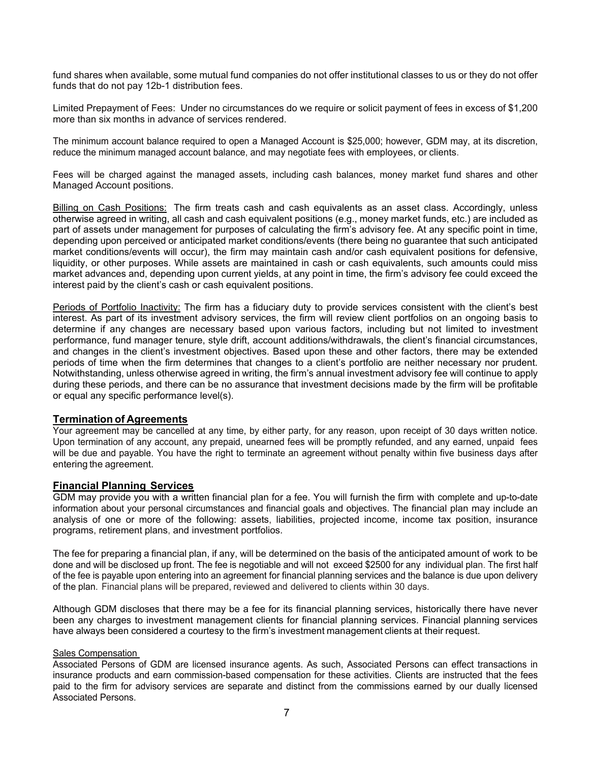fund shares when available, some mutual fund companies do not offer institutional classes to us or they do not offer funds that do not pay 12b-1 distribution fees.

Limited Prepayment of Fees: Under no circumstances do we require or solicit payment of fees in excess of $1,200 more than six months in advance of services rendered.

The minimum account balance required to open a Managed Account is $25,000; however, GDM may, at its discretion, reduce the minimum managed account balance, and may negotiate fees with employees, or clients.

Fees will be charged against the managed assets, including cash balances, money market fund shares and other Managed Account positions.

Billing on Cash Positions: The firm treats cash and cash equivalents as an asset class. Accordingly, unless otherwise agreed in writing, all cash and cash equivalent positions (e.g., money market funds, etc.) are included as part of assets under management for purposes of calculating the firm's advisory fee. At any specific point in time, depending upon perceived or anticipated market conditions/events (there being no guarantee that such anticipated market conditions/events will occur), the firm may maintain cash and/or cash equivalent positions for defensive, liquidity, or other purposes. While assets are maintained in cash or cash equivalents, such amounts could miss market advances and, depending upon current yields, at any point in time, the firm's advisory fee could exceed the interest paid by the client's cash or cash equivalent positions.

Periods of Portfolio Inactivity: The firm has a fiduciary duty to provide services consistent with the client's best interest. As part of its investment advisory services, the firm will review client portfolios on an ongoing basis to determine if any changes are necessary based upon various factors, including but not limited to investment performance, fund manager tenure, style drift, account additions/withdrawals, the client's financial circumstances, and changes in the client's investment objectives. Based upon these and other factors, there may be extended periods of time when the firm determines that changes to a client's portfolio are neither necessary nor prudent. Notwithstanding, unless otherwise agreed in writing, the firm's annual investment advisory fee will continue to apply during these periods, and there can be no assurance that investment decisions made by the firm will be profitable or equal any specific performance level(s).

## Termination of Agreements

Your agreement may be cancelled at any time, by either party, for any reason, upon receipt of 30 days written notice. Upon termination of any account, any prepaid, unearned fees will be promptly refunded, and any earned, unpaid fees will be due and payable. You have the right to terminate an agreement without penalty within five business days after entering the agreement.

## Financial Planning Services

GDM may provide you with a written financial plan for a fee. You will furnish the firm with complete and up-to-date information about your personal circumstances and financial goals and objectives. The financial plan may include an analysis of one or more of the following: assets, liabilities, projected income, income tax position, insurance programs, retirement plans, and investment portfolios.

The fee for preparing a financial plan, if any, will be determined on the basis of the anticipated amount of work to be done and will be disclosed up front. The fee is negotiable and will not exceed $2500 for any individual plan. The first half of the fee is payable upon entering into an agreement for financial planning services and the balance is due upon delivery of the plan. Financial plans will be prepared, reviewed and delivered to clients within 30 days.

Although GDM discloses that there may be a fee for its financial planning services, historically there have never been any charges to investment management clients for financial planning services. Financial planning services have always been considered a courtesy to the firm's investment management clients at their request.

Sales Compensation

Associated Persons of GDM are licensed insurance agents. As such, Associated Persons can effect transactions in insurance products and earn commission-based compensation for these activities. Clients are instructed that the fees paid to the firm for advisory services are separate and distinct from the commissions earned by our dually licensed Associated Persons.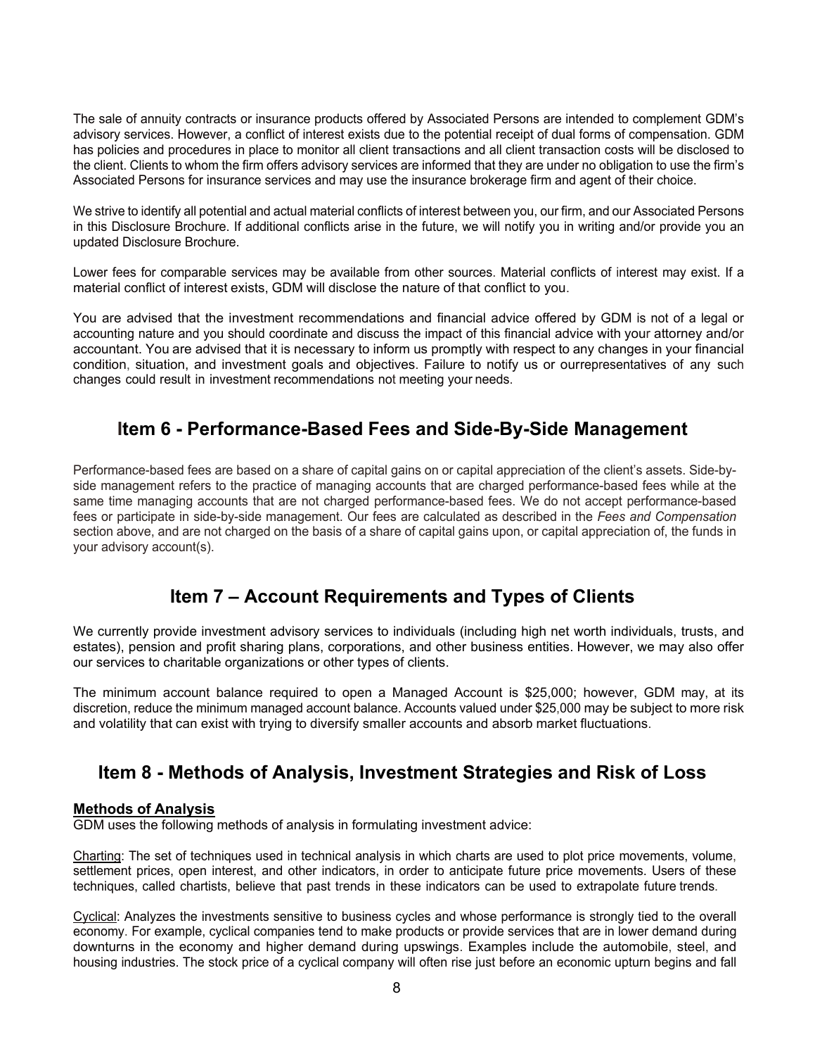The sale of annuity contracts or insurance products offered by Associated Persons are intended to complement GDM's advisory services. However, a conflict of interest exists due to the potential receipt of dual forms of compensation. GDM has policies and procedures in place to monitor all client transactions and all client transaction costs will be disclosed to the client. Clients to whom the firm offers advisory services are informed that they are under no obligation to use the firm's Associated Persons for insurance services and may use the insurance brokerage firm and agent of their choice.

We strive to identify all potential and actual material conflicts of interest between you, our firm, and our Associated Persons in this Disclosure Brochure. If additional conflicts arise in the future, we will notify you in writing and/or provide you an updated Disclosure Brochure.

Lower fees for comparable services may be available from other sources. Material conflicts of interest may exist. If a material conflict of interest exists, GDM will disclose the nature of that conflict to you.

You are advised that the investment recommendations and financial advice offered by GDM is not of a legal or accounting nature and you should coordinate and discuss the impact of this financial advice with your attorney and/or accountant. You are advised that it is necessary to inform us promptly with respect to any changes in your financial condition, situation, and investment goals and objectives. Failure to notify us or ourrepresentatives of any such changes could result in investment recommendations not meeting your needs.

## Item 6 - Performance-Based Fees and Side-By-Side Management

Performance-based fees are based on a share of capital gains on or capital appreciation of the client's assets. Side-by-side management refers to the practice of managing accounts that are charged performance-based fees while at the same time managing accounts that are not charged performance-based fees. We do not accept performance-based fees or participate in side-by-side management. Our fees are calculated as described in the *Fees and Compensation* section above, and are not charged on the basis of a share of capital gains upon, or capital appreciation of, the funds in your advisory account(s).

## Item 7 – Account Requirements and Types of Clients

We currently provide investment advisory services to individuals (including high net worth individuals, trusts, and estates), pension and profit sharing plans, corporations, and other business entities. However, we may also offer our services to charitable organizations or other types of clients.

The minimum account balance required to open a Managed Account is $25,000; however, GDM may, at its discretion, reduce the minimum managed account balance. Accounts valued under $25,000 may be subject to more risk and volatility that can exist with trying to diversify smaller accounts and absorb market fluctuations.

## Item 8 - Methods of Analysis, Investment Strategies and Risk of Loss

**Methods of Analysis**

GDM uses the following methods of analysis in formulating investment advice:

Charting: The set of techniques used in technical analysis in which charts are used to plot price movements, volume, settlement prices, open interest, and other indicators, in order to anticipate future price movements. Users of these techniques, called chartists, believe that past trends in these indicators can be used to extrapolate future trends.

Cyclical: Analyzes the investments sensitive to business cycles and whose performance is strongly tied to the overall economy. For example, cyclical companies tend to make products or provide services that are in lower demand during downturns in the economy and higher demand during upswings. Examples include the automobile, steel, and housing industries. The stock price of a cyclical company will often rise just before an economic upturn begins and fall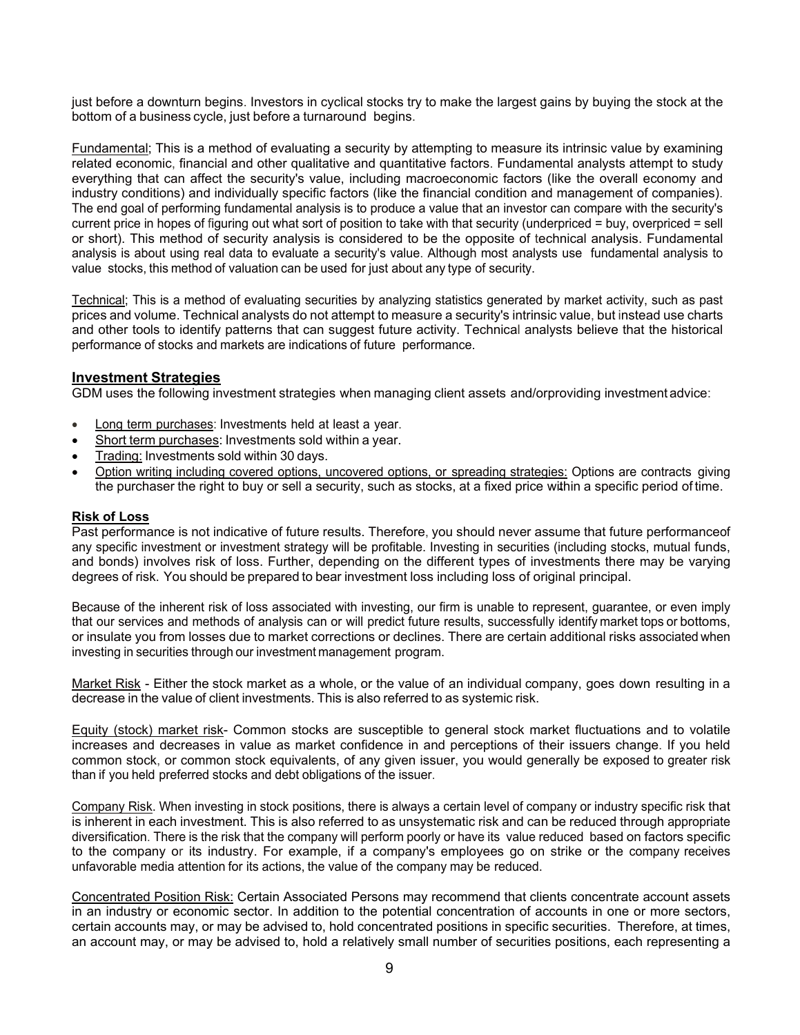just before a downturn begins. Investors in cyclical stocks try to make the largest gains by buying the stock at the bottom of a business cycle, just before a turnaround begins.

Fundamental; This is a method of evaluating a security by attempting to measure its intrinsic value by examining related economic, financial and other qualitative and quantitative factors. Fundamental analysts attempt to study everything that can affect the security's value, including macroeconomic factors (like the overall economy and industry conditions) and individually specific factors (like the financial condition and management of companies). The end goal of performing fundamental analysis is to produce a value that an investor can compare with the security's current price in hopes of figuring out what sort of position to take with that security (underpriced = buy, overpriced = sell or short). This method of security analysis is considered to be the opposite of technical analysis. Fundamental analysis is about using real data to evaluate a security's value. Although most analysts use fundamental analysis to value stocks, this method of valuation can be used for just about any type of security.

Technical; This is a method of evaluating securities by analyzing statistics generated by market activity, such as past prices and volume. Technical analysts do not attempt to measure a security's intrinsic value, but instead use charts and other tools to identify patterns that can suggest future activity. Technical analysts believe that the historical performance of stocks and markets are indications of future performance.

## Investment Strategies

GDM uses the following investment strategies when managing client assets and/orproviding investment advice:

- Long term purchases: Investments held at least a year.
- Short term purchases: Investments sold within a year.
- Trading: Investments sold within 30 days.
- Option writing including covered options, uncovered options, or spreading strategies: Options are contracts giving the purchaser the right to buy or sell a security, such as stocks, at a fixed price within a specific period of time.

### Risk of Loss

Past performance is not indicative of future results. Therefore, you should never assume that future performanceof any specific investment or investment strategy will be profitable. Investing in securities (including stocks, mutual funds, and bonds) involves risk of loss. Further, depending on the different types of investments there may be varying degrees of risk. You should be prepared to bear investment loss including loss of original principal.

Because of the inherent risk of loss associated with investing, our firm is unable to represent, guarantee, or even imply that our services and methods of analysis can or will predict future results, successfully identify market tops or bottoms, or insulate you from losses due to market corrections or declines. There are certain additional risks associated when investing in securities through our investment management program.

Market Risk - Either the stock market as a whole, or the value of an individual company, goes down resulting in a decrease in the value of client investments. This is also referred to as systemic risk.

Equity (stock) market risk- Common stocks are susceptible to general stock market fluctuations and to volatile increases and decreases in value as market confidence in and perceptions of their issuers change. If you held common stock, or common stock equivalents, of any given issuer, you would generally be exposed to greater risk than if you held preferred stocks and debt obligations of the issuer.

Company Risk. When investing in stock positions, there is always a certain level of company or industry specific risk that is inherent in each investment. This is also referred to as unsystematic risk and can be reduced through appropriate diversification. There is the risk that the company will perform poorly or have its value reduced based on factors specific to the company or its industry. For example, if a company's employees go on strike or the company receives unfavorable media attention for its actions, the value of the company may be reduced.

Concentrated Position Risk: Certain Associated Persons may recommend that clients concentrate account assets in an industry or economic sector. In addition to the potential concentration of accounts in one or more sectors, certain accounts may, or may be advised to, hold concentrated positions in specific securities. Therefore, at times, an account may, or may be advised to, hold a relatively small number of securities positions, each representing a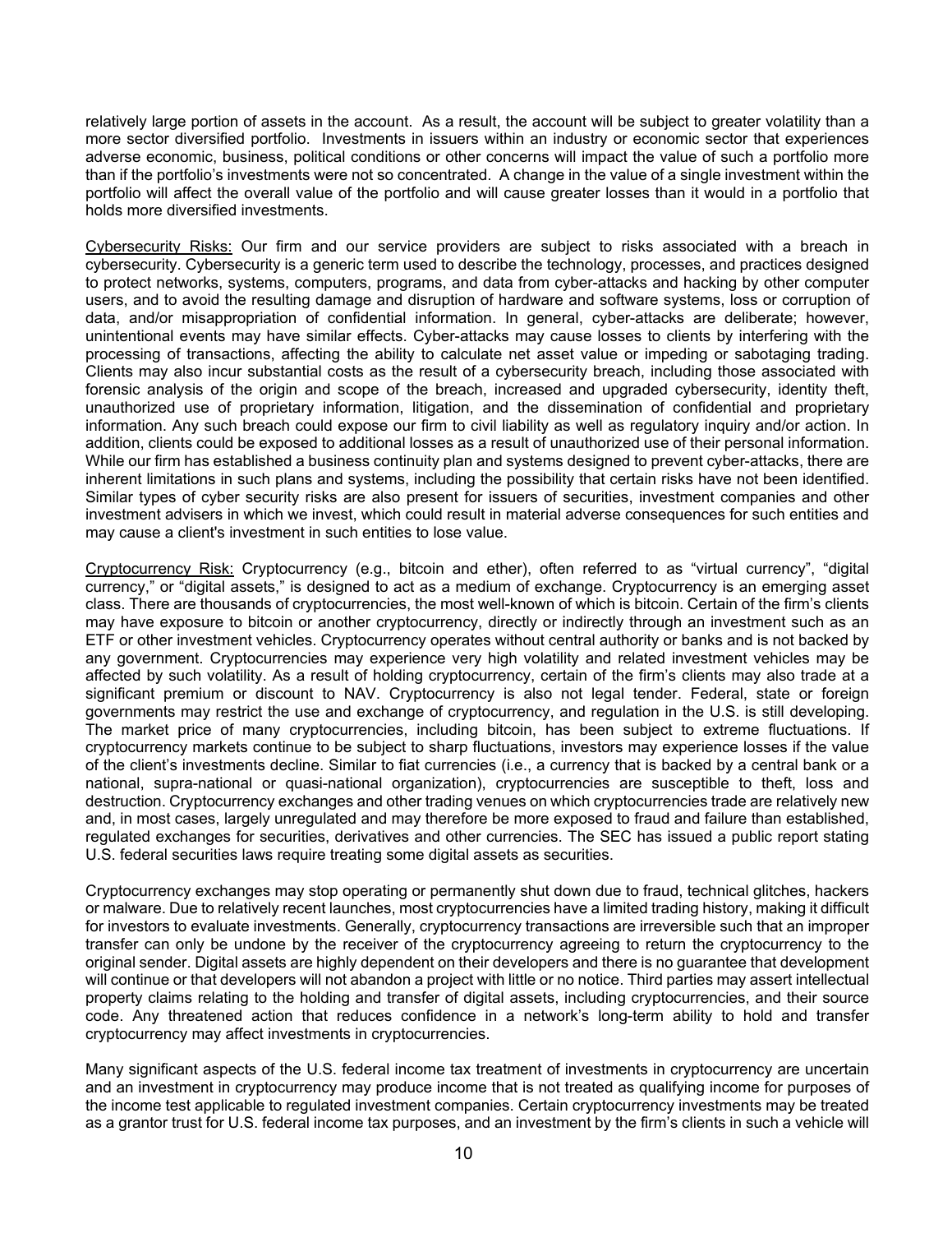relatively large portion of assets in the account. As a result, the account will be subject to greater volatility than a more sector diversified portfolio. Investments in issuers within an industry or economic sector that experiences adverse economic, business, political conditions or other concerns will impact the value of such a portfolio more than if the portfolio's investments were not so concentrated. A change in the value of a single investment within the portfolio will affect the overall value of the portfolio and will cause greater losses than it would in a portfolio that holds more diversified investments.

Cybersecurity Risks: Our firm and our service providers are subject to risks associated with a breach in cybersecurity. Cybersecurity is a generic term used to describe the technology, processes, and practices designed to protect networks, systems, computers, programs, and data from cyber-attacks and hacking by other computer users, and to avoid the resulting damage and disruption of hardware and software systems, loss or corruption of data, and/or misappropriation of confidential information. In general, cyber-attacks are deliberate; however, unintentional events may have similar effects. Cyber-attacks may cause losses to clients by interfering with the processing of transactions, affecting the ability to calculate net asset value or impeding or sabotaging trading. Clients may also incur substantial costs as the result of a cybersecurity breach, including those associated with forensic analysis of the origin and scope of the breach, increased and upgraded cybersecurity, identity theft, unauthorized use of proprietary information, litigation, and the dissemination of confidential and proprietary information. Any such breach could expose our firm to civil liability as well as regulatory inquiry and/or action. In addition, clients could be exposed to additional losses as a result of unauthorized use of their personal information. While our firm has established a business continuity plan and systems designed to prevent cyber-attacks, there are inherent limitations in such plans and systems, including the possibility that certain risks have not been identified. Similar types of cyber security risks are also present for issuers of securities, investment companies and other investment advisers in which we invest, which could result in material adverse consequences for such entities and may cause a client's investment in such entities to lose value.

Cryptocurrency Risk: Cryptocurrency (e.g., bitcoin and ether), often referred to as "virtual currency", "digital currency," or "digital assets," is designed to act as a medium of exchange. Cryptocurrency is an emerging asset class. There are thousands of cryptocurrencies, the most well-known of which is bitcoin. Certain of the firm's clients may have exposure to bitcoin or another cryptocurrency, directly or indirectly through an investment such as an ETF or other investment vehicles. Cryptocurrency operates without central authority or banks and is not backed by any government. Cryptocurrencies may experience very high volatility and related investment vehicles may be affected by such volatility. As a result of holding cryptocurrency, certain of the firm's clients may also trade at a significant premium or discount to NAV. Cryptocurrency is also not legal tender. Federal, state or foreign governments may restrict the use and exchange of cryptocurrency, and regulation in the U.S. is still developing. The market price of many cryptocurrencies, including bitcoin, has been subject to extreme fluctuations. If cryptocurrency markets continue to be subject to sharp fluctuations, investors may experience losses if the value of the client's investments decline. Similar to fiat currencies (i.e., a currency that is backed by a central bank or a national, supra-national or quasi-national organization), cryptocurrencies are susceptible to theft, loss and destruction. Cryptocurrency exchanges and other trading venues on which cryptocurrencies trade are relatively new and, in most cases, largely unregulated and may therefore be more exposed to fraud and failure than established, regulated exchanges for securities, derivatives and other currencies. The SEC has issued a public report stating U.S. federal securities laws require treating some digital assets as securities.

Cryptocurrency exchanges may stop operating or permanently shut down due to fraud, technical glitches, hackers or malware. Due to relatively recent launches, most cryptocurrencies have a limited trading history, making it difficult for investors to evaluate investments. Generally, cryptocurrency transactions are irreversible such that an improper transfer can only be undone by the receiver of the cryptocurrency agreeing to return the cryptocurrency to the original sender. Digital assets are highly dependent on their developers and there is no guarantee that development will continue or that developers will not abandon a project with little or no notice. Third parties may assert intellectual property claims relating to the holding and transfer of digital assets, including cryptocurrencies, and their source code. Any threatened action that reduces confidence in a network's long-term ability to hold and transfer cryptocurrency may affect investments in cryptocurrencies.

Many significant aspects of the U.S. federal income tax treatment of investments in cryptocurrency are uncertain and an investment in cryptocurrency may produce income that is not treated as qualifying income for purposes of the income test applicable to regulated investment companies. Certain cryptocurrency investments may be treated as a grantor trust for U.S. federal income tax purposes, and an investment by the firm's clients in such a vehicle will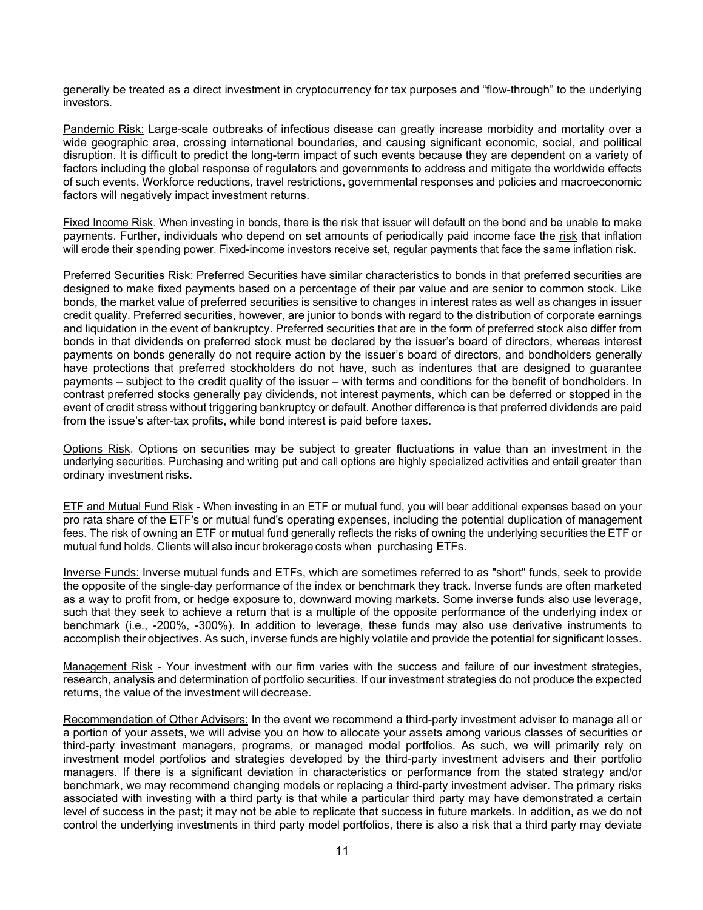generally be treated as a direct investment in cryptocurrency for tax purposes and "flow-through" to the underlying investors.

Pandemic Risk: Large-scale outbreaks of infectious disease can greatly increase morbidity and mortality over a wide geographic area, crossing international boundaries, and causing significant economic, social, and political disruption. It is difficult to predict the long-term impact of such events because they are dependent on a variety of factors including the global response of regulators and governments to address and mitigate the worldwide effects of such events. Workforce reductions, travel restrictions, governmental responses and policies and macroeconomic factors will negatively impact investment returns.

Fixed Income Risk. When investing in bonds, there is the risk that issuer will default on the bond and be unable to make payments. Further, individuals who depend on set amounts of periodically paid income face the risk that inflation will erode their spending power. Fixed-income investors receive set, regular payments that face the same inflation risk.

Preferred Securities Risk: Preferred Securities have similar characteristics to bonds in that preferred securities are designed to make fixed payments based on a percentage of their par value and are senior to common stock. Like bonds, the market value of preferred securities is sensitive to changes in interest rates as well as changes in issuer credit quality. Preferred securities, however, are junior to bonds with regard to the distribution of corporate earnings and liquidation in the event of bankruptcy. Preferred securities that are in the form of preferred stock also differ from bonds in that dividends on preferred stock must be declared by the issuer's board of directors, whereas interest payments on bonds generally do not require action by the issuer's board of directors, and bondholders generally have protections that preferred stockholders do not have, such as indentures that are designed to guarantee payments – subject to the credit quality of the issuer – with terms and conditions for the benefit of bondholders. In contrast preferred stocks generally pay dividends, not interest payments, which can be deferred or stopped in the event of credit stress without triggering bankruptcy or default. Another difference is that preferred dividends are paid from the issue's after-tax profits, while bond interest is paid before taxes.

Options Risk. Options on securities may be subject to greater fluctuations in value than an investment in the underlying securities. Purchasing and writing put and call options are highly specialized activities and entail greater than ordinary investment risks.

ETF and Mutual Fund Risk - When investing in an ETF or mutual fund, you will bear additional expenses based on your pro rata share of the ETF's or mutual fund's operating expenses, including the potential duplication of management fees. The risk of owning an ETF or mutual fund generally reflects the risks of owning the underlying securities the ETF or mutual fund holds. Clients will also incur brokerage costs when purchasing ETFs.

Inverse Funds: Inverse mutual funds and ETFs, which are sometimes referred to as "short" funds, seek to provide the opposite of the single-day performance of the index or benchmark they track. Inverse funds are often marketed as a way to profit from, or hedge exposure to, downward moving markets. Some inverse funds also use leverage, such that they seek to achieve a return that is a multiple of the opposite performance of the underlying index or benchmark (i.e., -200%, -300%). In addition to leverage, these funds may also use derivative instruments to accomplish their objectives. As such, inverse funds are highly volatile and provide the potential for significant losses.

Management Risk - Your investment with our firm varies with the success and failure of our investment strategies, research, analysis and determination of portfolio securities. If our investment strategies do not produce the expected returns, the value of the investment will decrease.

Recommendation of Other Advisers: In the event we recommend a third-party investment adviser to manage all or a portion of your assets, we will advise you on how to allocate your assets among various classes of securities or third-party investment managers, programs, or managed model portfolios. As such, we will primarily rely on investment model portfolios and strategies developed by the third-party investment advisers and their portfolio managers. If there is a significant deviation in characteristics or performance from the stated strategy and/or benchmark, we may recommend changing models or replacing a third-party investment adviser. The primary risks associated with investing with a third party is that while a particular third party may have demonstrated a certain level of success in the past; it may not be able to replicate that success in future markets. In addition, as we do not control the underlying investments in third party model portfolios, there is also a risk that a third party may deviate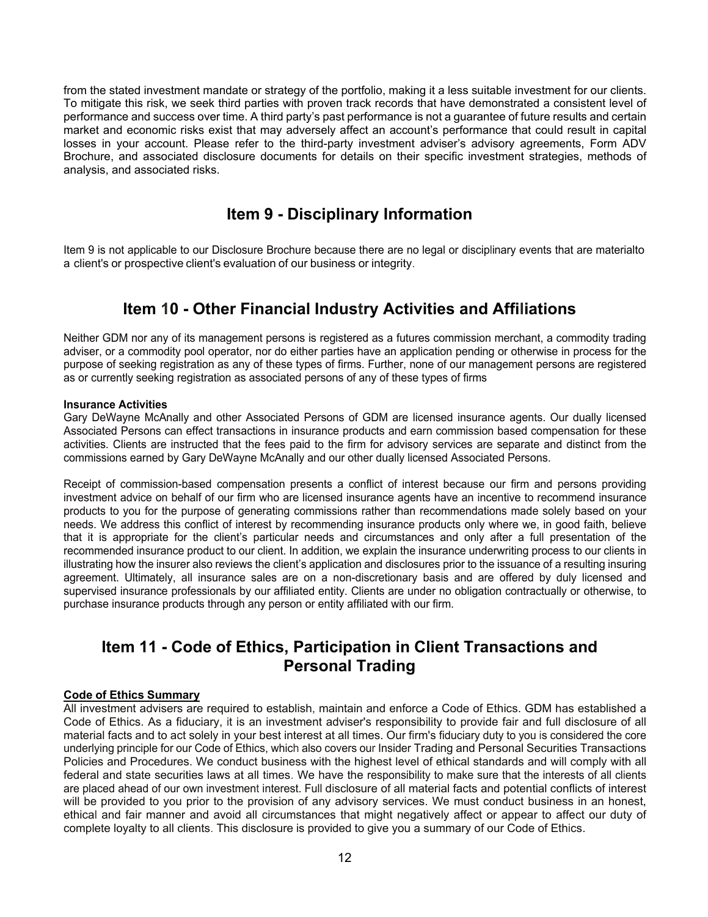from the stated investment mandate or strategy of the portfolio, making it a less suitable investment for our clients. To mitigate this risk, we seek third parties with proven track records that have demonstrated a consistent level of performance and success over time. A third party's past performance is not a guarantee of future results and certain market and economic risks exist that may adversely affect an account's performance that could result in capital losses in your account. Please refer to the third-party investment adviser's advisory agreements, Form ADV Brochure, and associated disclosure documents for details on their specific investment strategies, methods of analysis, and associated risks.

## Item 9 - Disciplinary Information

Item 9 is not applicable to our Disclosure Brochure because there are no legal or disciplinary events that are materialto a client's or prospective client's evaluation of our business or integrity.

## Item 10 - Other Financial Industry Activities and Affiliations

Neither GDM nor any of its management persons is registered as a futures commission merchant, a commodity trading adviser, or a commodity pool operator, nor do either parties have an application pending or otherwise in process for the purpose of seeking registration as any of these types of firms. Further, none of our management persons are registered as or currently seeking registration as associated persons of any of these types of firms

**Insurance Activities**

Gary DeWayne McAnally and other Associated Persons of GDM are licensed insurance agents. Our dually licensed Associated Persons can effect transactions in insurance products and earn commission based compensation for these activities. Clients are instructed that the fees paid to the firm for advisory services are separate and distinct from the commissions earned by Gary DeWayne McAnally and our other dually licensed Associated Persons.

Receipt of commission-based compensation presents a conflict of interest because our firm and persons providing investment advice on behalf of our firm who are licensed insurance agents have an incentive to recommend insurance products to you for the purpose of generating commissions rather than recommendations made solely based on your needs. We address this conflict of interest by recommending insurance products only where we, in good faith, believe that it is appropriate for the client's particular needs and circumstances and only after a full presentation of the recommended insurance product to our client. In addition, we explain the insurance underwriting process to our clients in illustrating how the insurer also reviews the client's application and disclosures prior to the issuance of a resulting insuring agreement. Ultimately, all insurance sales are on a non-discretionary basis and are offered by duly licensed and supervised insurance professionals by our affiliated entity. Clients are under no obligation contractually or otherwise, to purchase insurance products through any person or entity affiliated with our firm.

## Item 11 - Code of Ethics, Participation in Client Transactions and Personal Trading

**Code of Ethics Summary**

All investment advisers are required to establish, maintain and enforce a Code of Ethics. GDM has established a Code of Ethics. As a fiduciary, it is an investment adviser's responsibility to provide fair and full disclosure of all material facts and to act solely in your best interest at all times. Our firm's fiduciary duty to you is considered the core underlying principle for our Code of Ethics, which also covers our Insider Trading and Personal Securities Transactions Policies and Procedures. We conduct business with the highest level of ethical standards and will comply with all federal and state securities laws at all times. We have the responsibility to make sure that the interests of all clients are placed ahead of our own investment interest. Full disclosure of all material facts and potential conflicts of interest will be provided to you prior to the provision of any advisory services. We must conduct business in an honest, ethical and fair manner and avoid all circumstances that might negatively affect or appear to affect our duty of complete loyalty to all clients. This disclosure is provided to give you a summary of our Code of Ethics.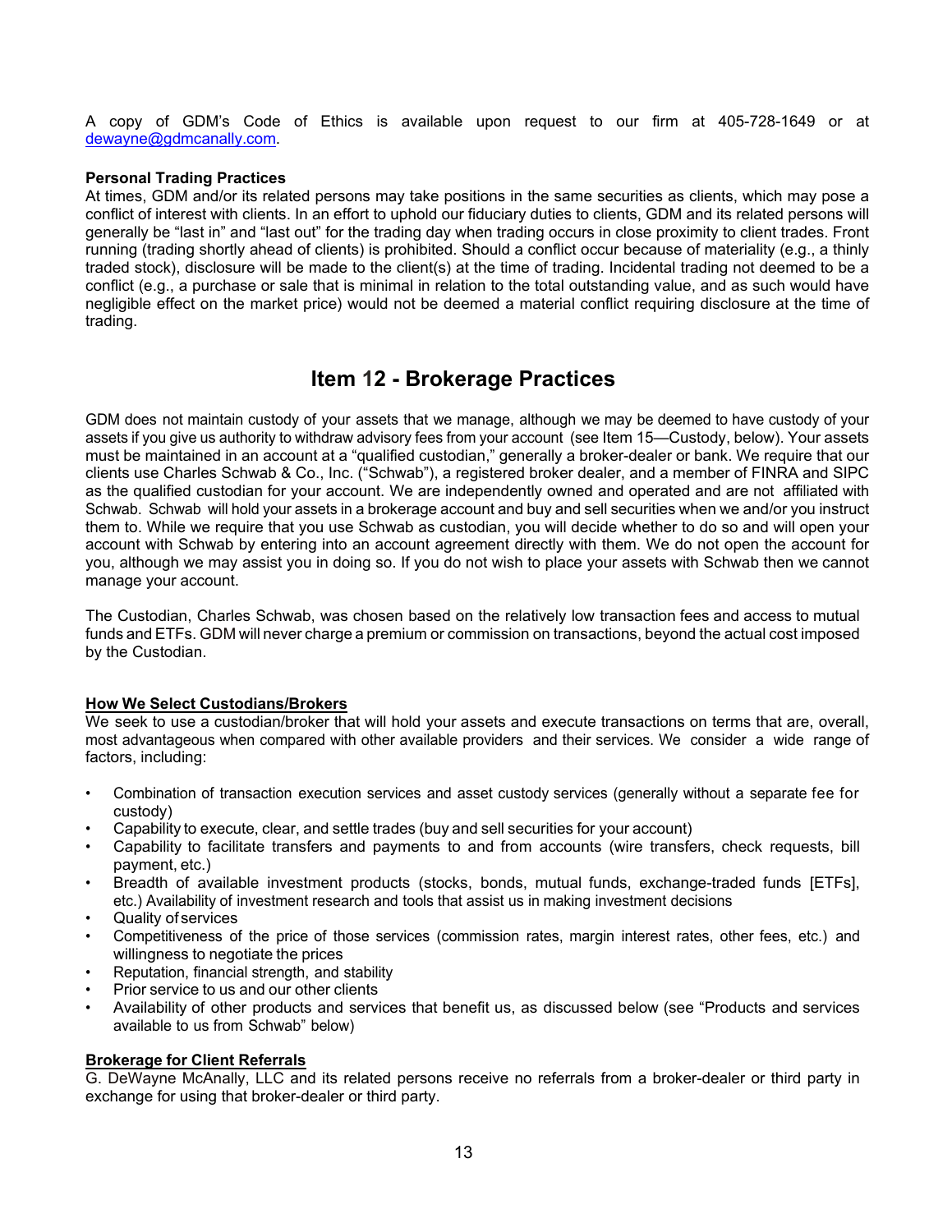A copy of GDM's Code of Ethics is available upon request to our firm at 405-728-1649 or at dewayne@gdmcanally.com.

**Personal Trading Practices**
At times, GDM and/or its related persons may take positions in the same securities as clients, which may pose a conflict of interest with clients. In an effort to uphold our fiduciary duties to clients, GDM and its related persons will generally be "last in" and "last out" for the trading day when trading occurs in close proximity to client trades. Front running (trading shortly ahead of clients) is prohibited. Should a conflict occur because of materiality (e.g., a thinly traded stock), disclosure will be made to the client(s) at the time of trading. Incidental trading not deemed to be a conflict (e.g., a purchase or sale that is minimal in relation to the total outstanding value, and as such would have negligible effect on the market price) would not be deemed a material conflict requiring disclosure at the time of trading.

## Item 12 - Brokerage Practices

GDM does not maintain custody of your assets that we manage, although we may be deemed to have custody of your assets if you give us authority to withdraw advisory fees from your account (see Item 15—Custody, below). Your assets must be maintained in an account at a "qualified custodian," generally a broker-dealer or bank. We require that our clients use Charles Schwab & Co., Inc. ("Schwab"), a registered broker dealer, and a member of FINRA and SIPC as the qualified custodian for your account. We are independently owned and operated and are not affiliated with Schwab. Schwab will hold your assets in a brokerage account and buy and sell securities when we and/or you instruct them to. While we require that you use Schwab as custodian, you will decide whether to do so and will open your account with Schwab by entering into an account agreement directly with them. We do not open the account for you, although we may assist you in doing so. If you do not wish to place your assets with Schwab then we cannot manage your account.

The Custodian, Charles Schwab, was chosen based on the relatively low transaction fees and access to mutual funds and ETFs. GDM will never charge a premium or commission on transactions, beyond the actual cost imposed by the Custodian.

**How We Select Custodians/Brokers**
We seek to use a custodian/broker that will hold your assets and execute transactions on terms that are, overall, most advantageous when compared with other available providers and their services. We consider a wide range of factors, including:

- Combination of transaction execution services and asset custody services (generally without a separate fee for custody)
- Capability to execute, clear, and settle trades (buy and sell securities for your account)
- Capability to facilitate transfers and payments to and from accounts (wire transfers, check requests, bill payment, etc.)
- Breadth of available investment products (stocks, bonds, mutual funds, exchange-traded funds [ETFs], etc.) Availability of investment research and tools that assist us in making investment decisions
- Quality of services
- Competitiveness of the price of those services (commission rates, margin interest rates, other fees, etc.) and willingness to negotiate the prices
- Reputation, financial strength, and stability
- Prior service to us and our other clients
- Availability of other products and services that benefit us, as discussed below (see "Products and services available to us from Schwab" below)

**Brokerage for Client Referrals**
G. DeWayne McAnally, LLC and its related persons receive no referrals from a broker-dealer or third party in exchange for using that broker-dealer or third party.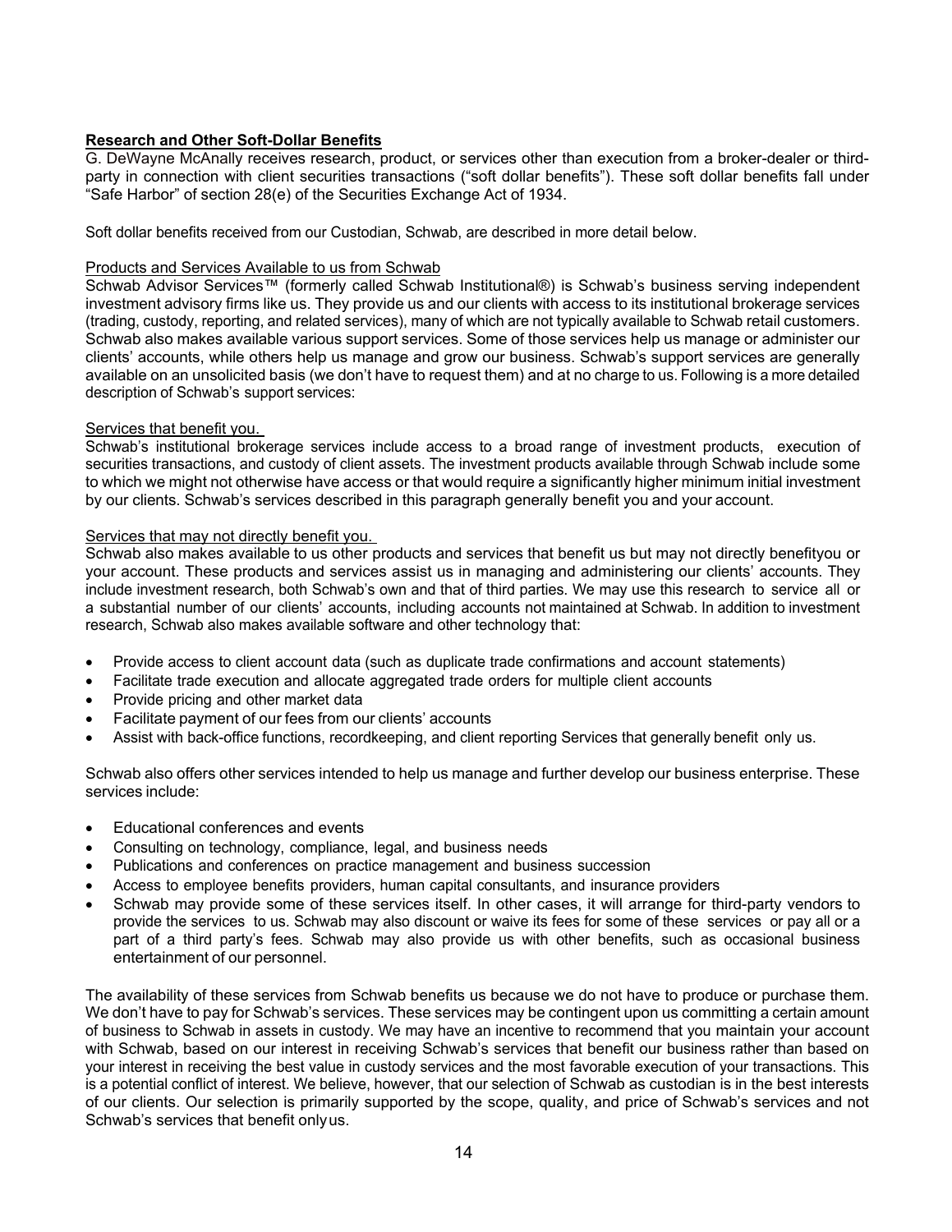**Research and Other Soft-Dollar Benefits**

G. DeWayne McAnally receives research, product, or services other than execution from a broker-dealer or third-party in connection with client securities transactions ("soft dollar benefits"). These soft dollar benefits fall under "Safe Harbor" of section 28(e) of the Securities Exchange Act of 1934.

Soft dollar benefits received from our Custodian, Schwab, are described in more detail below.

Products and Services Available to us from Schwab

Schwab Advisor Services™ (formerly called Schwab Institutional®) is Schwab's business serving independent investment advisory firms like us. They provide us and our clients with access to its institutional brokerage services (trading, custody, reporting, and related services), many of which are not typically available to Schwab retail customers. Schwab also makes available various support services. Some of those services help us manage or administer our clients' accounts, while others help us manage and grow our business. Schwab's support services are generally available on an unsolicited basis (we don't have to request them) and at no charge to us. Following is a more detailed description of Schwab's support services:

Services that benefit you.

Schwab's institutional brokerage services include access to a broad range of investment products, execution of securities transactions, and custody of client assets. The investment products available through Schwab include some to which we might not otherwise have access or that would require a significantly higher minimum initial investment by our clients. Schwab's services described in this paragraph generally benefit you and your account.

Services that may not directly benefit you.

Schwab also makes available to us other products and services that benefit us but may not directly benefityou or your account. These products and services assist us in managing and administering our clients' accounts. They include investment research, both Schwab's own and that of third parties. We may use this research to service all or a substantial number of our clients' accounts, including accounts not maintained at Schwab. In addition to investment research, Schwab also makes available software and other technology that:

- Provide access to client account data (such as duplicate trade confirmations and account statements)
- Facilitate trade execution and allocate aggregated trade orders for multiple client accounts
- Provide pricing and other market data
- Facilitate payment of our fees from our clients' accounts
- Assist with back-office functions, recordkeeping, and client reporting Services that generally benefit only us.

Schwab also offers other services intended to help us manage and further develop our business enterprise. These services include:

- Educational conferences and events
- Consulting on technology, compliance, legal, and business needs
- Publications and conferences on practice management and business succession
- Access to employee benefits providers, human capital consultants, and insurance providers
- Schwab may provide some of these services itself. In other cases, it will arrange for third-party vendors to provide the services to us. Schwab may also discount or waive its fees for some of these services or pay all or a part of a third party's fees. Schwab may also provide us with other benefits, such as occasional business entertainment of our personnel.

The availability of these services from Schwab benefits us because we do not have to produce or purchase them. We don't have to pay for Schwab's services. These services may be contingent upon us committing a certain amount of business to Schwab in assets in custody. We may have an incentive to recommend that you maintain your account with Schwab, based on our interest in receiving Schwab's services that benefit our business rather than based on your interest in receiving the best value in custody services and the most favorable execution of your transactions. This is a potential conflict of interest. We believe, however, that our selection of Schwab as custodian is in the best interests of our clients. Our selection is primarily supported by the scope, quality, and price of Schwab's services and not Schwab's services that benefit onlyus.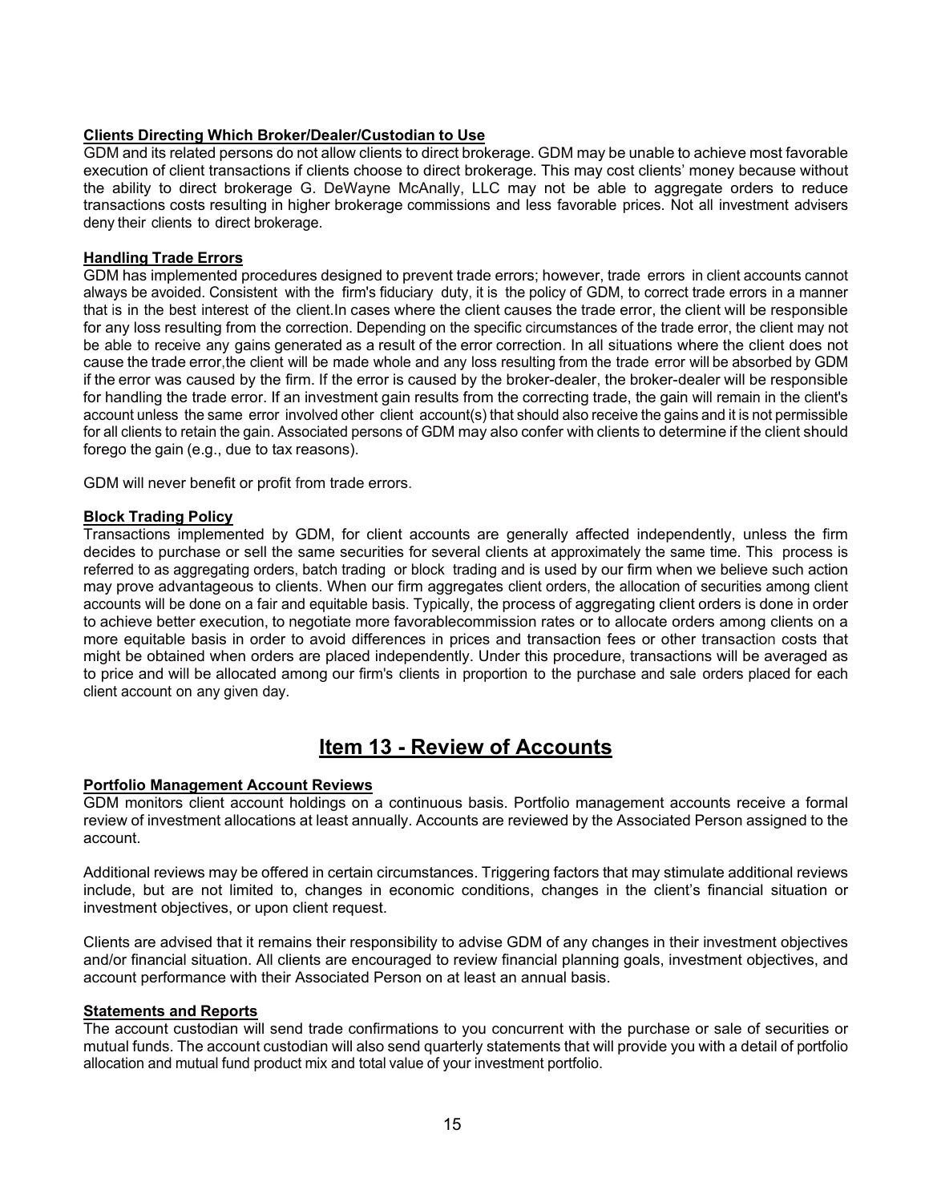**Clients Directing Which Broker/Dealer/Custodian to Use**

GDM and its related persons do not allow clients to direct brokerage. GDM may be unable to achieve most favorable execution of client transactions if clients choose to direct brokerage. This may cost clients' money because without the ability to direct brokerage G. DeWayne McAnally, LLC may not be able to aggregate orders to reduce transactions costs resulting in higher brokerage commissions and less favorable prices. Not all investment advisers deny their clients to direct brokerage.

**Handling Trade Errors**

GDM has implemented procedures designed to prevent trade errors; however, trade errors in client accounts cannot always be avoided. Consistent with the firm's fiduciary duty, it is the policy of GDM, to correct trade errors in a manner that is in the best interest of the client.In cases where the client causes the trade error, the client will be responsible for any loss resulting from the correction. Depending on the specific circumstances of the trade error, the client may not be able to receive any gains generated as a result of the error correction. In all situations where the client does not cause the trade error,the client will be made whole and any loss resulting from the trade error will be absorbed by GDM if the error was caused by the firm. If the error is caused by the broker-dealer, the broker-dealer will be responsible for handling the trade error. If an investment gain results from the correcting trade, the gain will remain in the client's account unless the same error involved other client account(s) that should also receive the gains and it is not permissible for all clients to retain the gain. Associated persons of GDM may also confer with clients to determine if the client should forego the gain (e.g., due to tax reasons).

GDM will never benefit or profit from trade errors.

**Block Trading Policy**

Transactions implemented by GDM, for client accounts are generally affected independently, unless the firm decides to purchase or sell the same securities for several clients at approximately the same time. This process is referred to as aggregating orders, batch trading or block trading and is used by our firm when we believe such action may prove advantageous to clients. When our firm aggregates client orders, the allocation of securities among client accounts will be done on a fair and equitable basis. Typically, the process of aggregating client orders is done in order to achieve better execution, to negotiate more favorablecommission rates or to allocate orders among clients on a more equitable basis in order to avoid differences in prices and transaction fees or other transaction costs that might be obtained when orders are placed independently. Under this procedure, transactions will be averaged as to price and will be allocated among our firm's clients in proportion to the purchase and sale orders placed for each client account on any given day.

## Item 13 - Review of Accounts

**Portfolio Management Account Reviews**

GDM monitors client account holdings on a continuous basis. Portfolio management accounts receive a formal review of investment allocations at least annually. Accounts are reviewed by the Associated Person assigned to the account.

Additional reviews may be offered in certain circumstances. Triggering factors that may stimulate additional reviews include, but are not limited to, changes in economic conditions, changes in the client's financial situation or investment objectives, or upon client request.

Clients are advised that it remains their responsibility to advise GDM of any changes in their investment objectives and/or financial situation. All clients are encouraged to review financial planning goals, investment objectives, and account performance with their Associated Person on at least an annual basis.

**Statements and Reports**

The account custodian will send trade confirmations to you concurrent with the purchase or sale of securities or mutual funds. The account custodian will also send quarterly statements that will provide you with a detail of portfolio allocation and mutual fund product mix and total value of your investment portfolio.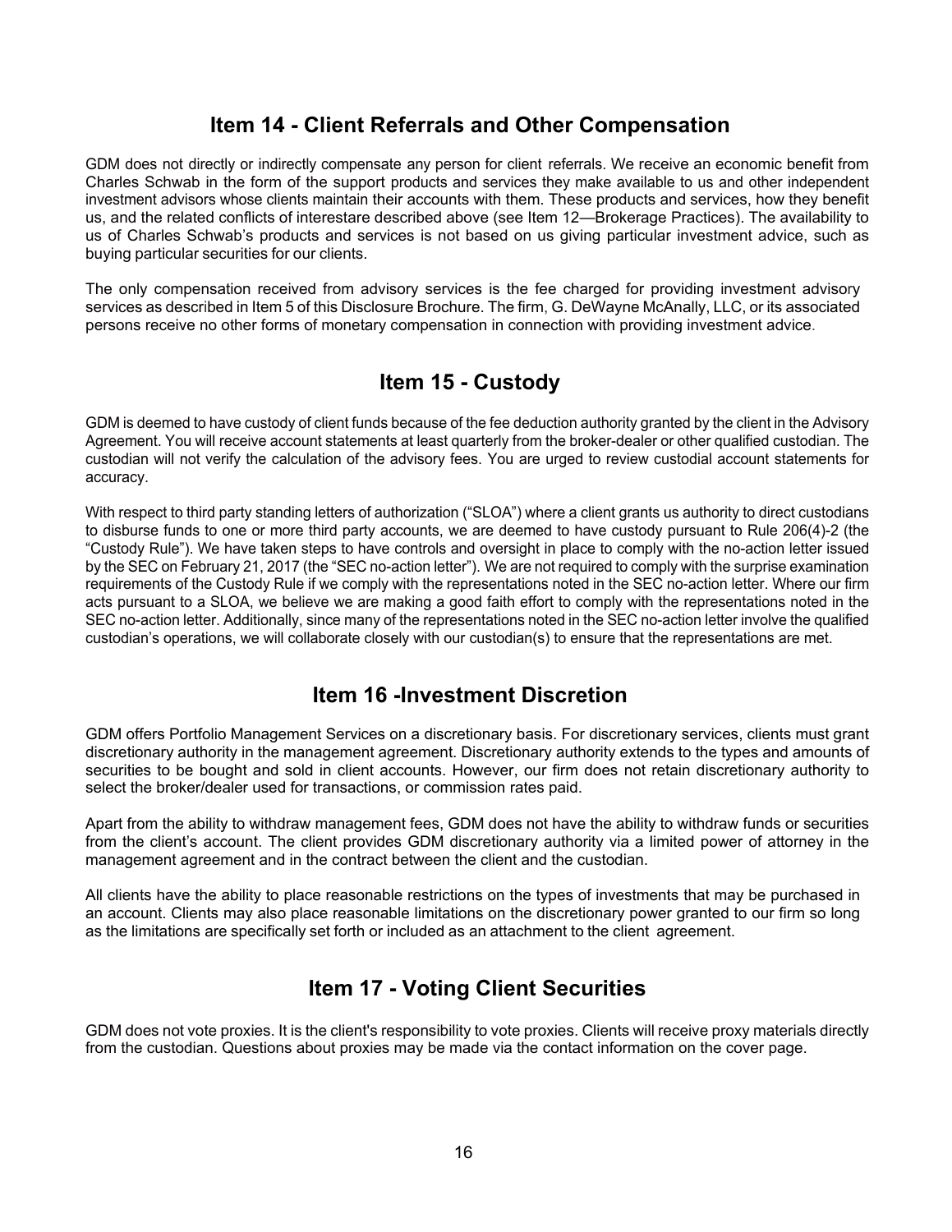## Item 14 - Client Referrals and Other Compensation

GDM does not directly or indirectly compensate any person for client referrals. We receive an economic benefit from Charles Schwab in the form of the support products and services they make available to us and other independent investment advisors whose clients maintain their accounts with them. These products and services, how they benefit us, and the related conflicts of interestare described above (see Item 12—Brokerage Practices). The availability to us of Charles Schwab's products and services is not based on us giving particular investment advice, such as buying particular securities for our clients.

The only compensation received from advisory services is the fee charged for providing investment advisory services as described in Item 5 of this Disclosure Brochure. The firm, G. DeWayne McAnally, LLC, or its associated persons receive no other forms of monetary compensation in connection with providing investment advice.

## Item 15 - Custody

GDM is deemed to have custody of client funds because of the fee deduction authority granted by the client in the Advisory Agreement. You will receive account statements at least quarterly from the broker-dealer or other qualified custodian. The custodian will not verify the calculation of the advisory fees. You are urged to review custodial account statements for accuracy.

With respect to third party standing letters of authorization ("SLOA") where a client grants us authority to direct custodians to disburse funds to one or more third party accounts, we are deemed to have custody pursuant to Rule 206(4)-2 (the "Custody Rule"). We have taken steps to have controls and oversight in place to comply with the no-action letter issued by the SEC on February 21, 2017 (the "SEC no-action letter"). We are not required to comply with the surprise examination requirements of the Custody Rule if we comply with the representations noted in the SEC no-action letter. Where our firm acts pursuant to a SLOA, we believe we are making a good faith effort to comply with the representations noted in the SEC no-action letter. Additionally, since many of the representations noted in the SEC no-action letter involve the qualified custodian's operations, we will collaborate closely with our custodian(s) to ensure that the representations are met.

## Item 16 -Investment Discretion

GDM offers Portfolio Management Services on a discretionary basis. For discretionary services, clients must grant discretionary authority in the management agreement. Discretionary authority extends to the types and amounts of securities to be bought and sold in client accounts. However, our firm does not retain discretionary authority to select the broker/dealer used for transactions, or commission rates paid.

Apart from the ability to withdraw management fees, GDM does not have the ability to withdraw funds or securities from the client's account. The client provides GDM discretionary authority via a limited power of attorney in the management agreement and in the contract between the client and the custodian.

All clients have the ability to place reasonable restrictions on the types of investments that may be purchased in an account. Clients may also place reasonable limitations on the discretionary power granted to our firm so long as the limitations are specifically set forth or included as an attachment to the client agreement.

## Item 17 - Voting Client Securities

GDM does not vote proxies. It is the client's responsibility to vote proxies. Clients will receive proxy materials directly from the custodian. Questions about proxies may be made via the contact information on the cover page.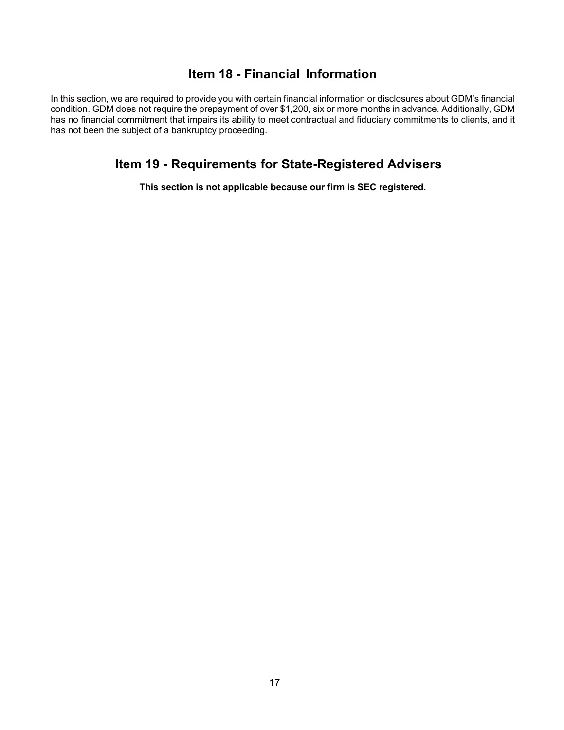## Item 18 - Financial Information

In this section, we are required to provide you with certain financial information or disclosures about GDM's financial condition. GDM does not require the prepayment of over $1,200, six or more months in advance. Additionally, GDM has no financial commitment that impairs its ability to meet contractual and fiduciary commitments to clients, and it has not been the subject of a bankruptcy proceeding.

## Item 19 - Requirements for State-Registered Advisers

**This section is not applicable because our firm is SEC registered.**